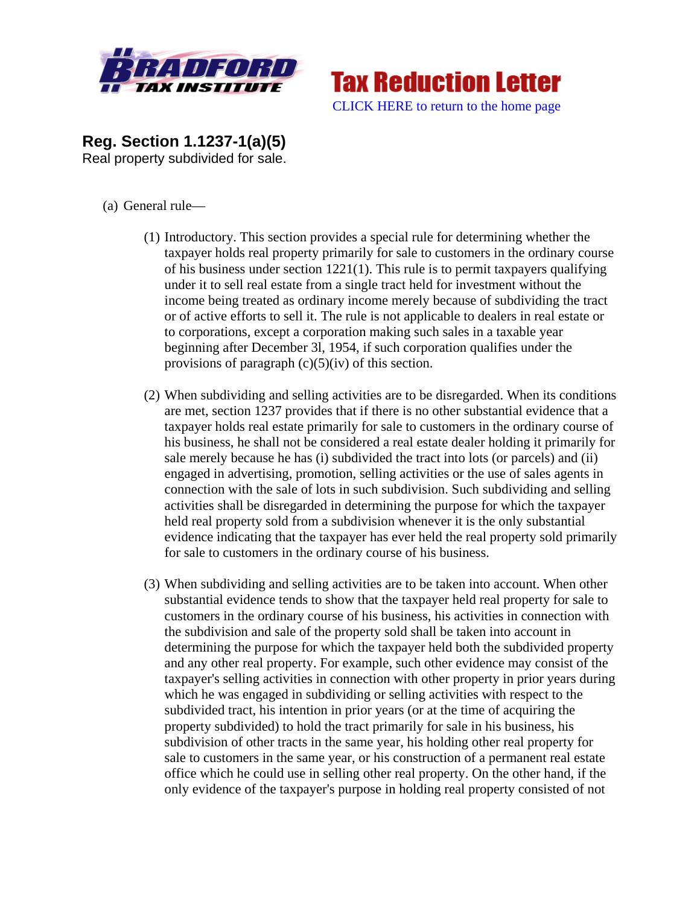Tax Reduction Letter

CLICK HERE to return to the home page

## Reg. Section 1.1237-1(a)(5)

Real property subdivided for sale.

(a) General rule—

(1) Introductory. This section provides a special rule for determining whether the taxpayer holds real property primarily for sale to customers in the ordinary course of his business under section 1221(1). This rule is to permit taxpayers qualifying under it to sell real estate from a single tract held for investment without the income being treated as ordinary income merely because of subdividing the tract or of active efforts to sell it. The rule is not applicable to dealers in real estate or to corporations, except a corporation making such sales in a taxable year beginning after December 3l, 1954, if such corporation qualifies under the provisions of paragraph (c)(5)(iv) of this section.

(2) When subdividing and selling activities are to be disregarded. When its conditions are met, section 1237 provides that if there is no other substantial evidence that a taxpayer holds real estate primarily for sale to customers in the ordinary course of his business, he shall not be considered a real estate dealer holding it primarily for sale merely because he has (i) subdivided the tract into lots (or parcels) and (ii) engaged in advertising, promotion, selling activities or the use of sales agents in connection with the sale of lots in such subdivision. Such subdividing and selling activities shall be disregarded in determining the purpose for which the taxpayer held real property sold from a subdivision whenever it is the only substantial evidence indicating that the taxpayer has ever held the real property sold primarily for sale to customers in the ordinary course of his business.

(3) When subdividing and selling activities are to be taken into account. When other substantial evidence tends to show that the taxpayer held real property for sale to customers in the ordinary course of his business, his activities in connection with the subdivision and sale of the property sold shall be taken into account in determining the purpose for which the taxpayer held both the subdivided property and any other real property. For example, such other evidence may consist of the taxpayer's selling activities in connection with other property in prior years during which he was engaged in subdividing or selling activities with respect to the subdivided tract, his intention in prior years (or at the time of acquiring the property subdivided) to hold the tract primarily for sale in his business, his subdivision of other tracts in the same year, his holding other real property for sale to customers in the same year, or his construction of a permanent real estate office which he could use in selling other real property. On the other hand, if the only evidence of the taxpayer's purpose in holding real property consisted of not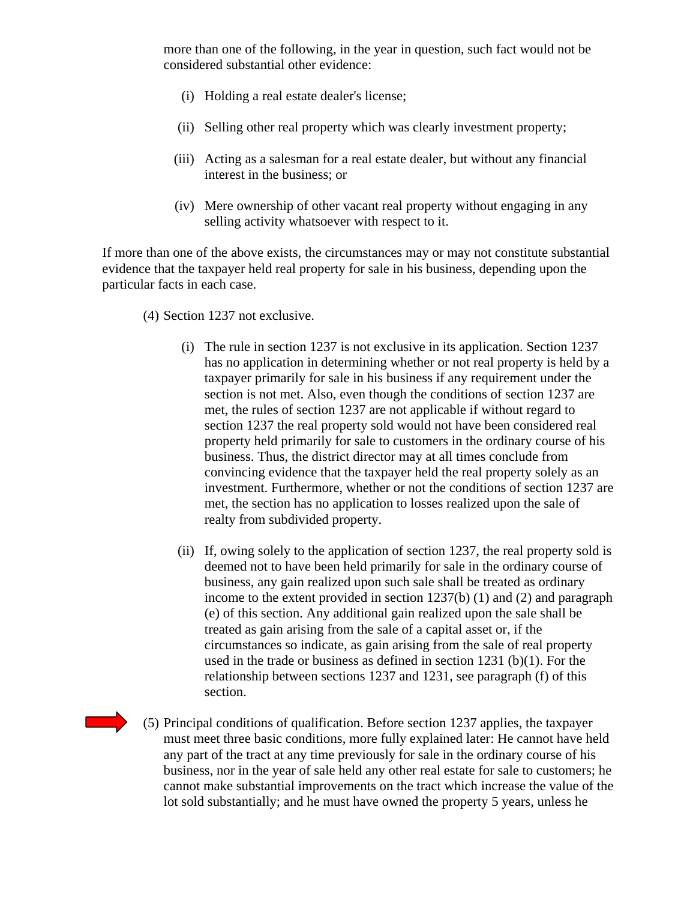more than one of the following, in the year in question, such fact would not be considered substantial other evidence:

(i) Holding a real estate dealer's license;

(ii) Selling other real property which was clearly investment property;

(iii) Acting as a salesman for a real estate dealer, but without any financial interest in the business; or

(iv) Mere ownership of other vacant real property without engaging in any selling activity whatsoever with respect to it.

If more than one of the above exists, the circumstances may or may not constitute substantial evidence that the taxpayer held real property for sale in his business, depending upon the particular facts in each case.

(4) Section 1237 not exclusive.

(i) The rule in section 1237 is not exclusive in its application. Section 1237 has no application in determining whether or not real property is held by a taxpayer primarily for sale in his business if any requirement under the section is not met. Also, even though the conditions of section 1237 are met, the rules of section 1237 are not applicable if without regard to section 1237 the real property sold would not have been considered real property held primarily for sale to customers in the ordinary course of his business. Thus, the district director may at all times conclude from convincing evidence that the taxpayer held the real property solely as an investment. Furthermore, whether or not the conditions of section 1237 are met, the section has no application to losses realized upon the sale of realty from subdivided property.

(ii) If, owing solely to the application of section 1237, the real property sold is deemed not to have been held primarily for sale in the ordinary course of business, any gain realized upon such sale shall be treated as ordinary income to the extent provided in section 1237(b) (1) and (2) and paragraph (e) of this section. Any additional gain realized upon the sale shall be treated as gain arising from the sale of a capital asset or, if the circumstances so indicate, as gain arising from the sale of real property used in the trade or business as defined in section 1231 (b)(1). For the relationship between sections 1237 and 1231, see paragraph (f) of this section.

(5) Principal conditions of qualification. Before section 1237 applies, the taxpayer must meet three basic conditions, more fully explained later: He cannot have held any part of the tract at any time previously for sale in the ordinary course of his business, nor in the year of sale held any other real estate for sale to customers; he cannot make substantial improvements on the tract which increase the value of the lot sold substantially; and he must have owned the property 5 years, unless he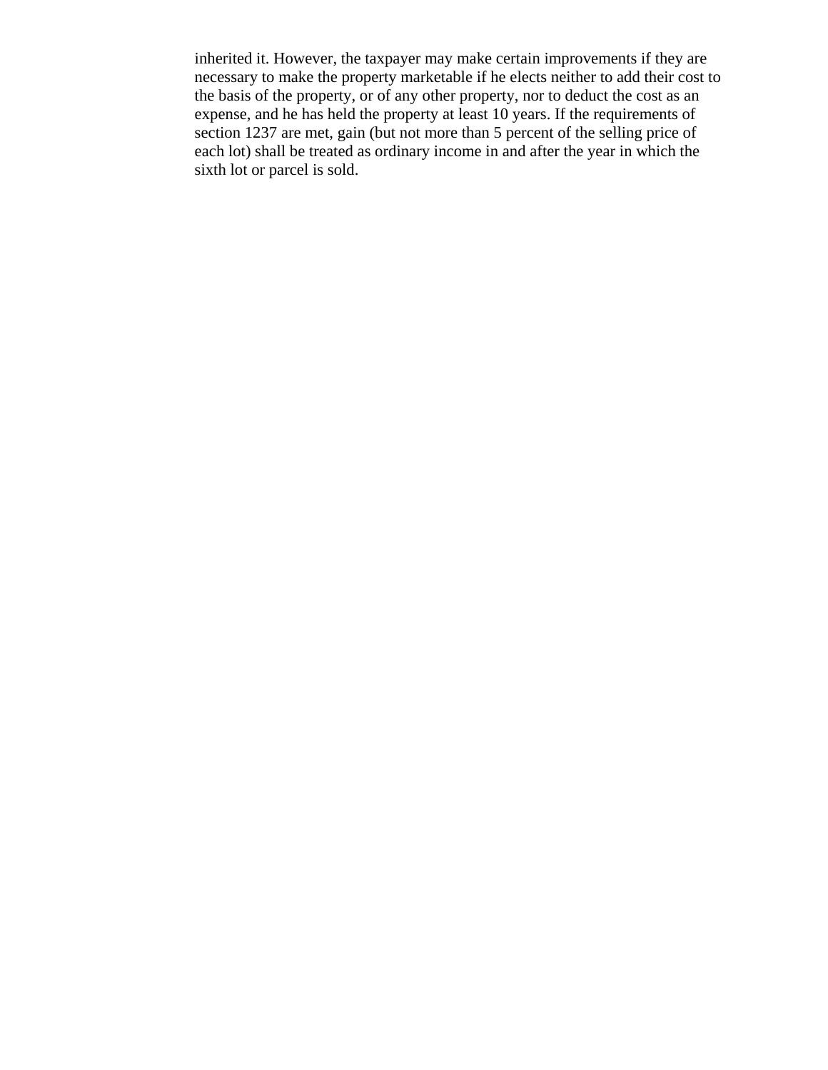inherited it. However, the taxpayer may make certain improvements if they are necessary to make the property marketable if he elects neither to add their cost to the basis of the property, or of any other property, nor to deduct the cost as an expense, and he has held the property at least 10 years. If the requirements of section 1237 are met, gain (but not more than 5 percent of the selling price of each lot) shall be treated as ordinary income in and after the year in which the sixth lot or parcel is sold.